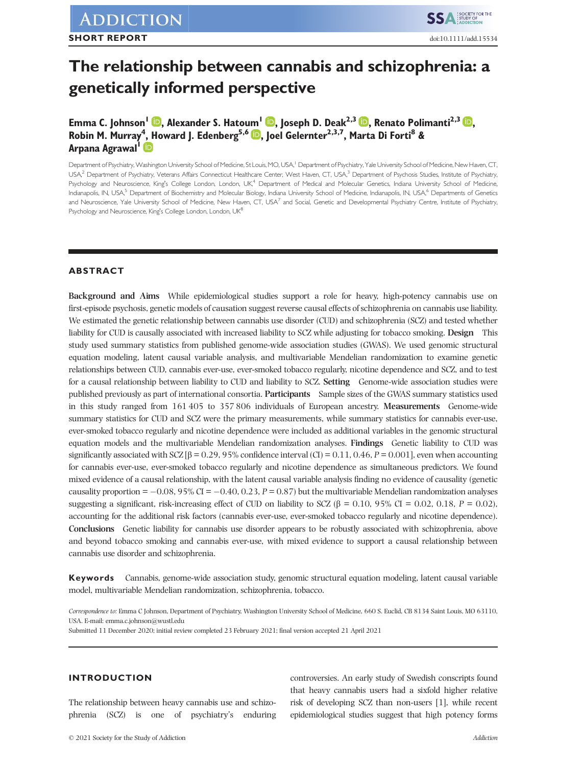SHORT REPORT

# The relationship between cannabis and schizophrenia: a genetically informed perspective

**Emma C. Johnson[1], Alexander S. Hatoum[1], Joseph D. Deak[2,3], Renato Polimanti[2,3], Robin M. Murray[4], Howard J. Edenberg[5,6], Joel Gelernter[2,3,7], Marta Di Forti[8] & Arpana Agrawal[1]**

Department of Psychiatry, Washington University School of Medicine, St Louis, MO, USA,[1] Department of Psychiatry, Yale University School of Medicine, New Haven, CT, USA,[2] Department of Psychiatry, Veterans Affairs Connecticut Healthcare Center, West Haven, CT, USA,[3] Department of Psychosis Studies, Institute of Psychiatry, Psychology and Neuroscience, King's College London, London, UK,[4] Department of Medical and Molecular Genetics, Indiana University School of Medicine, Indianapolis, IN, USA,[5] Department of Biochemistry and Molecular Biology, Indiana University School of Medicine, Indianapolis, IN, USA,[6] Departments of Genetics and Neuroscience, Yale University School of Medicine, New Haven, CT, USA[7] and Social, Genetic and Developmental Psychiatry Centre, Institute of Psychiatry, Psychology and Neuroscience, King's College London, London, UK[8]

## ABSTRACT

**Background and Aims** While epidemiological studies support a role for heavy, high-potency cannabis use on first-episode psychosis, genetic models of causation suggest reverse causal effects of schizophrenia on cannabis use liability. We estimated the genetic relationship between cannabis use disorder (CUD) and schizophrenia (SCZ) and tested whether liability for CUD is causally associated with increased liability to SCZ while adjusting for tobacco smoking. **Design** This study used summary statistics from published genome-wide association studies (GWAS). We used genomic structural equation modeling, latent causal variable analysis, and multivariable Mendelian randomization to examine genetic relationships between CUD, cannabis ever-use, ever-smoked tobacco regularly, nicotine dependence and SCZ, and to test for a causal relationship between liability to CUD and liability to SCZ. **Setting** Genome-wide association studies were published previously as part of international consortia. **Participants** Sample sizes of the GWAS summary statistics used in this study ranged from 161 405 to 357 806 individuals of European ancestry. **Measurements** Genome-wide summary statistics for CUD and SCZ were the primary measurements, while summary statistics for cannabis ever-use, ever-smoked tobacco regularly and nicotine dependence were included as additional variables in the genomic structural equation models and the multivariable Mendelian randomization analyses. **Findings** Genetic liability to CUD was significantly associated with SCZ [$\beta = 0.29$, 95% confidence interval (CI) = 0.11, 0.46, $P = 0.001$], even when accounting for cannabis ever-use, ever-smoked tobacco regularly and nicotine dependence as simultaneous predictors. We found mixed evidence of a causal relationship, with the latent causal variable analysis finding no evidence of causality (genetic causality proportion = −0.08, 95% CI = −0.40, 0.23, $P = 0.87$) but the multivariable Mendelian randomization analyses suggesting a significant, risk-increasing effect of CUD on liability to SCZ ($\beta = 0.10$, 95% CI = 0.02, 0.18, $P = 0.02$), accounting for the additional risk factors (cannabis ever-use, ever-smoked tobacco regularly and nicotine dependence). **Conclusions** Genetic liability for cannabis use disorder appears to be robustly associated with schizophrenia, above and beyond tobacco smoking and cannabis ever-use, with mixed evidence to support a causal relationship between cannabis use disorder and schizophrenia.

**Keywords** Cannabis, genome-wide association study, genomic structural equation modeling, latent causal variable model, multivariable Mendelian randomization, schizophrenia, tobacco.

*Correspondence to:* Emma C Johnson, Department of Psychiatry, Washington University School of Medicine, 660 S. Euclid, CB 8134 Saint Louis, MO 63110, USA. E-mail: emma.c.johnson@wustl.edu

Submitted 11 December 2020; initial review completed 23 February 2021; final version accepted 21 April 2021

## INTRODUCTION

The relationship between heavy cannabis use and schizophrenia (SCZ) is one of psychiatry's enduring controversies. An early study of Swedish conscripts found that heavy cannabis users had a sixfold higher relative risk of developing SCZ than non-users [1], while recent epidemiological studies suggest that high potency forms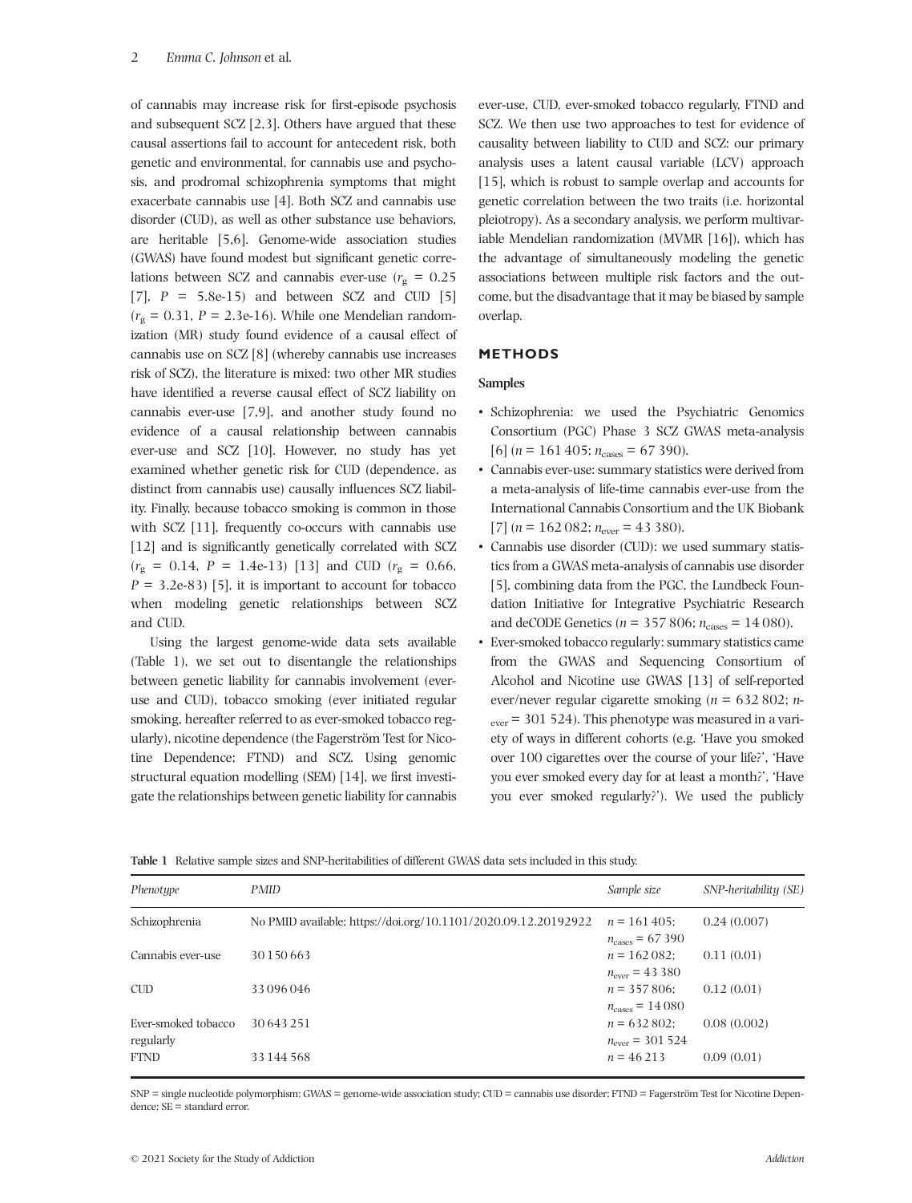of cannabis may increase risk for first-episode psychosis and subsequent SCZ [2,3]. Others have argued that these causal assertions fail to account for antecedent risk, both genetic and environmental, for cannabis use and psychosis, and prodromal schizophrenia symptoms that might exacerbate cannabis use [4]. Both SCZ and cannabis use disorder (CUD), as well as other substance use behaviors, are heritable [5,6]. Genome-wide association studies (GWAS) have found modest but significant genetic correlations between SCZ and cannabis ever-use ($r_g$ = 0.25 [7], $P$ = 5.8e-15) and between SCZ and CUD [5] ($r_g$ = 0.31, $P$ = 2.3e-16). While one Mendelian randomization (MR) study found evidence of a causal effect of cannabis use on SCZ [8] (whereby cannabis use increases risk of SCZ), the literature is mixed: two other MR studies have identified a reverse causal effect of SCZ liability on cannabis ever-use [7,9], and another study found no evidence of a causal relationship between cannabis ever-use and SCZ [10]. However, no study has yet examined whether genetic risk for CUD (dependence, as distinct from cannabis use) causally influences SCZ liability. Finally, because tobacco smoking is common in those with SCZ [11], frequently co-occurs with cannabis use [12] and is significantly genetically correlated with SCZ ($r_g$ = 0.14, $P$ = 1.4e-13) [13] and CUD ($r_g$ = 0.66, $P$ = 3.2e-83) [5], it is important to account for tobacco when modeling genetic relationships between SCZ and CUD.

Using the largest genome-wide data sets available (Table 1), we set out to disentangle the relationships between genetic liability for cannabis involvement (ever-use and CUD), tobacco smoking (ever initiated regular smoking, hereafter referred to as ever-smoked tobacco regularly), nicotine dependence (the Fagerström Test for Nicotine Dependence; FTND) and SCZ. Using genomic structural equation modelling (SEM) [14], we first investigate the relationships between genetic liability for cannabis ever-use, CUD, ever-smoked tobacco regularly, FTND and SCZ. We then use two approaches to test for evidence of causality between liability to CUD and SCZ: our primary analysis uses a latent causal variable (LCV) approach [15], which is robust to sample overlap and accounts for genetic correlation between the two traits (i.e. horizontal pleiotropy). As a secondary analysis, we perform multivariable Mendelian randomization (MVMR [16]), which has the advantage of simultaneously modeling the genetic associations between multiple risk factors and the outcome, but the disadvantage that it may be biased by sample overlap.

## METHODS

### Samples

- Schizophrenia: we used the Psychiatric Genomics Consortium (PGC) Phase 3 SCZ GWAS meta-analysis [6] ($n$ = 161 405; $n_{\text{cases}}$ = 67 390).
- Cannabis ever-use: summary statistics were derived from a meta-analysis of life-time cannabis ever-use from the International Cannabis Consortium and the UK Biobank [7] ($n$ = 162 082; $n_{\text{ever}}$ = 43 380).
- Cannabis use disorder (CUD): we used summary statistics from a GWAS meta-analysis of cannabis use disorder [5], combining data from the PGC, the Lundbeck Foundation Initiative for Integrative Psychiatric Research and deCODE Genetics ($n$ = 357 806; $n_{\text{cases}}$ = 14 080).
- Ever-smoked tobacco regularly: summary statistics came from the GWAS and Sequencing Consortium of Alcohol and Nicotine use GWAS [13] of self-reported ever/never regular cigarette smoking ($n$ = 632 802; $n_{\text{ever}}$ = 301 524). This phenotype was measured in a variety of ways in different cohorts (e.g. 'Have you smoked over 100 cigarettes over the course of your life?', 'Have you ever smoked every day for at least a month?', 'Have you ever smoked regularly?'). We used the publicly

**Table 1** Relative sample sizes and SNP-heritabilities of different GWAS data sets included in this study.

| *Phenotype* | *PMID* | *Sample size* | *SNP-heritability (SE)* |
|---|---|---|---|
| Schizophrenia | No PMID available; https://doi.org/10.1101/2020.09.12.20192922 | $n$ = 161 405; $n_{\text{cases}}$ = 67 390 | 0.24 (0.007) |
| Cannabis ever-use | 30 150 663 | $n$ = 162 082; $n_{\text{ever}}$ = 43 380 | 0.11 (0.01) |
| CUD | 33 096 046 | $n$ = 357 806; $n_{\text{cases}}$ = 14 080 | 0.12 (0.01) |
| Ever-smoked tobacco regularly | 30 643 251 | $n$ = 632 802; $n_{\text{ever}}$ = 301 524 | 0.08 (0.002) |
| FTND | 33 144 568 | $n$ = 46 213 | 0.09 (0.01) |

SNP = single nucleotide polymorphism; GWAS = genome-wide association study; CUD = cannabis use disorder; FTND = Fagerström Test for Nicotine Dependence; SE = standard error.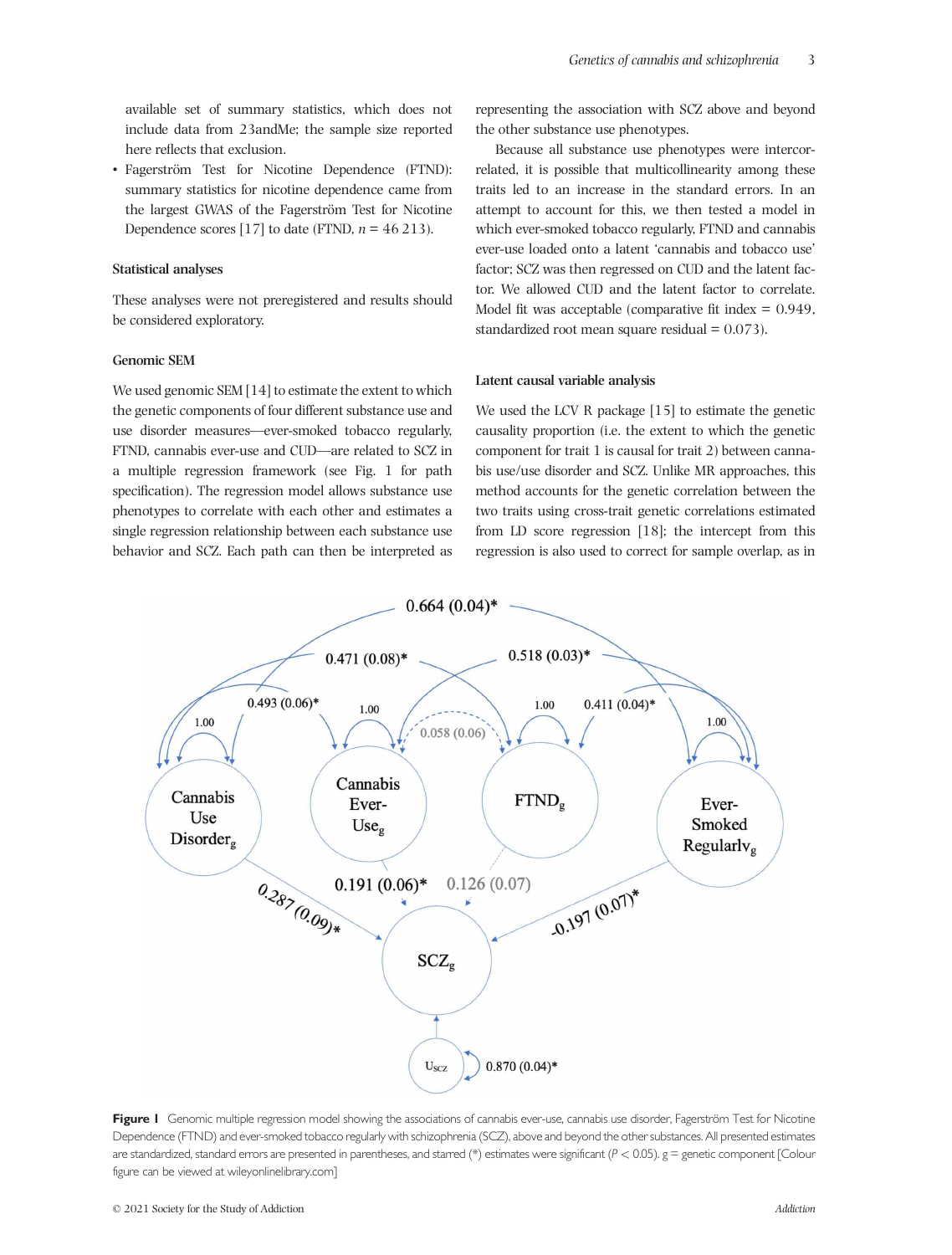available set of summary statistics, which does not include data from 23andMe; the sample size reported here reflects that exclusion.

- Fagerström Test for Nicotine Dependence (FTND): summary statistics for nicotine dependence came from the largest GWAS of the Fagerström Test for Nicotine Dependence scores [17] to date (FTND, $n$ = 46 213).

### Statistical analyses

These analyses were not preregistered and results should be considered exploratory.

### Genomic SEM

We used genomic SEM [14] to estimate the extent to which the genetic components of four different substance use and use disorder measures—ever-smoked tobacco regularly, FTND, cannabis ever-use and CUD—are related to SCZ in a multiple regression framework (see Fig. 1 for path specification). The regression model allows substance use phenotypes to correlate with each other and estimates a single regression relationship between each substance use behavior and SCZ. Each path can then be interpreted as representing the association with SCZ above and beyond the other substance use phenotypes.

Because all substance use phenotypes were intercorrelated, it is possible that multicollinearity among these traits led to an increase in the standard errors. In an attempt to account for this, we then tested a model in which ever-smoked tobacco regularly, FTND and cannabis ever-use loaded onto a latent 'cannabis and tobacco use' factor; SCZ was then regressed on CUD and the latent factor. We allowed CUD and the latent factor to correlate. Model fit was acceptable (comparative fit index = 0.949, standardized root mean square residual = 0.073).

### Latent causal variable analysis

We used the LCV R package [15] to estimate the genetic causality proportion (i.e. the extent to which the genetic component for trait 1 is causal for trait 2) between cannabis use/use disorder and SCZ. Unlike MR approaches, this method accounts for the genetic correlation between the two traits using cross-trait genetic correlations estimated from LD score regression [18]; the intercept from this regression is also used to correct for sample overlap, as in

**Figure 1** Genomic multiple regression model showing the associations of cannabis ever-use, cannabis use disorder, Fagerström Test for Nicotine Dependence (FTND) and ever-smoked tobacco regularly with schizophrenia (SCZ), above and beyond the other substances. All presented estimates are standardized, standard errors are presented in parentheses, and starred (*) estimates were significant ($P$ < 0.05). g = genetic component [Colour figure can be viewed at wileyonlinelibrary.com]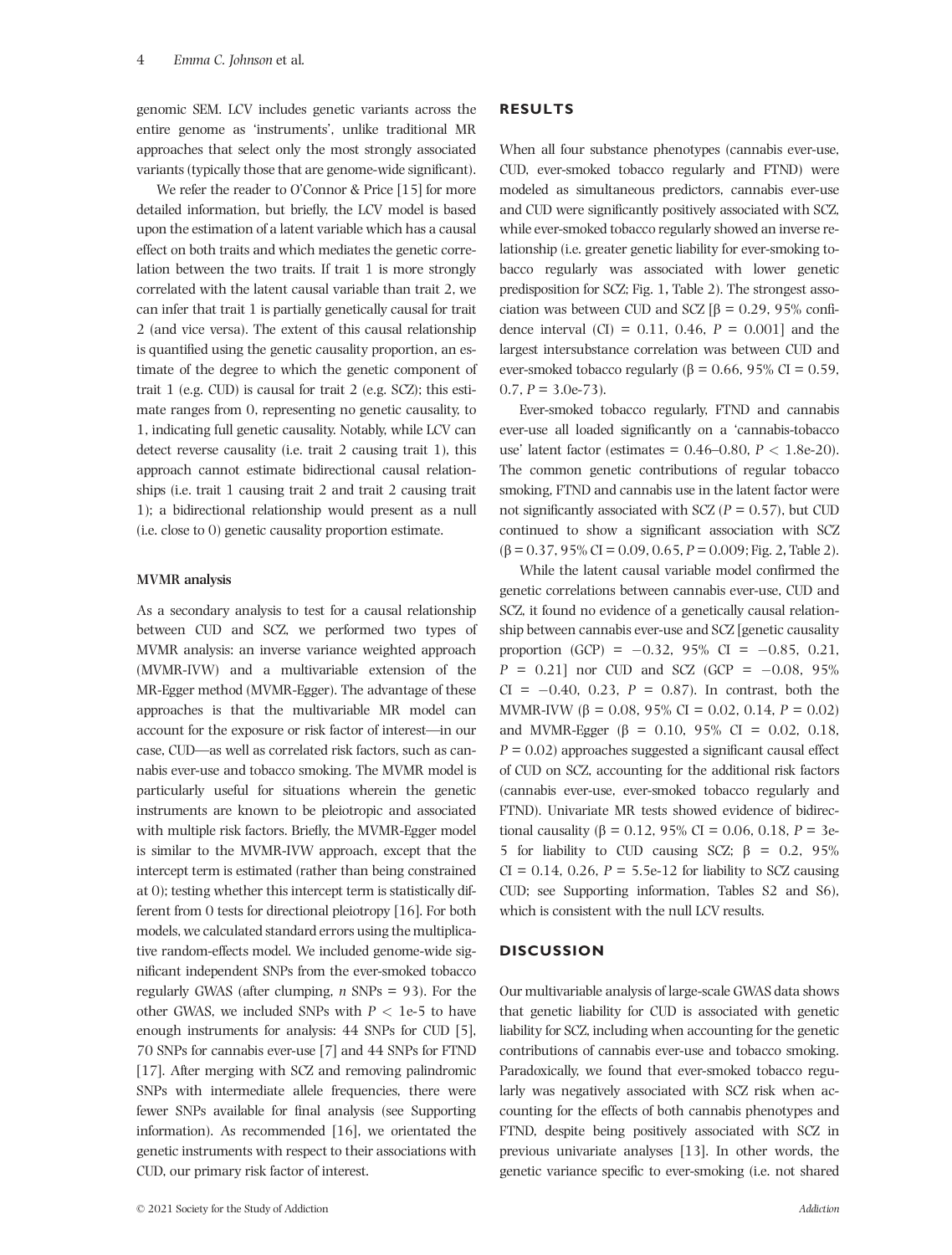genomic SEM. LCV includes genetic variants across the entire genome as 'instruments', unlike traditional MR approaches that select only the most strongly associated variants (typically those that are genome-wide significant).

We refer the reader to O'Connor & Price [15] for more detailed information, but briefly, the LCV model is based upon the estimation of a latent variable which has a causal effect on both traits and which mediates the genetic correlation between the two traits. If trait 1 is more strongly correlated with the latent causal variable than trait 2, we can infer that trait 1 is partially genetically causal for trait 2 (and vice versa). The extent of this causal relationship is quantified using the genetic causality proportion, an estimate of the degree to which the genetic component of trait 1 (e.g. CUD) is causal for trait 2 (e.g. SCZ); this estimate ranges from 0, representing no genetic causality, to 1, indicating full genetic causality. Notably, while LCV can detect reverse causality (i.e. trait 2 causing trait 1), this approach cannot estimate bidirectional causal relationships (i.e. trait 1 causing trait 2 and trait 2 causing trait 1); a bidirectional relationship would present as a null (i.e. close to 0) genetic causality proportion estimate.

### MVMR analysis

As a secondary analysis to test for a causal relationship between CUD and SCZ, we performed two types of MVMR analysis: an inverse variance weighted approach (MVMR-IVW) and a multivariable extension of the MR-Egger method (MVMR-Egger). The advantage of these approaches is that the multivariable MR model can account for the exposure or risk factor of interest—in our case, CUD—as well as correlated risk factors, such as cannabis ever-use and tobacco smoking. The MVMR model is particularly useful for situations wherein the genetic instruments are known to be pleiotropic and associated with multiple risk factors. Briefly, the MVMR-Egger model is similar to the MVMR-IVW approach, except that the intercept term is estimated (rather than being constrained at 0); testing whether this intercept term is statistically different from 0 tests for directional pleiotropy [16]. For both models, we calculated standard errors using the multiplicative random-effects model. We included genome-wide significant independent SNPs from the ever-smoked tobacco regularly GWAS (after clumping, $n$ SNPs = 93). For the other GWAS, we included SNPs with $P < 1e\text{-}5$ to have enough instruments for analysis: 44 SNPs for CUD [5], 70 SNPs for cannabis ever-use [7] and 44 SNPs for FTND [17]. After merging with SCZ and removing palindromic SNPs with intermediate allele frequencies, there were fewer SNPs available for final analysis (see Supporting information). As recommended [16], we orientated the genetic instruments with respect to their associations with CUD, our primary risk factor of interest.

## RESULTS

When all four substance phenotypes (cannabis ever-use, CUD, ever-smoked tobacco regularly and FTND) were modeled as simultaneous predictors, cannabis ever-use and CUD were significantly positively associated with SCZ, while ever-smoked tobacco regularly showed an inverse relationship (i.e. greater genetic liability for ever-smoking tobacco regularly was associated with lower genetic predisposition for SCZ; Fig. 1, Table 2). The strongest association was between CUD and SCZ [$\beta = 0.29$, 95% confidence interval (CI) = 0.11, 0.46, $P = 0.001$] and the largest intersubstance correlation was between CUD and ever-smoked tobacco regularly ($\beta = 0.66$, 95% CI = 0.59, 0.7, $P = 3.0e\text{-}73$).

Ever-smoked tobacco regularly, FTND and cannabis ever-use all loaded significantly on a 'cannabis-tobacco use' latent factor (estimates = 0.46–0.80, $P < 1.8e\text{-}20$). The common genetic contributions of regular tobacco smoking, FTND and cannabis use in the latent factor were not significantly associated with SCZ ($P = 0.57$), but CUD continued to show a significant association with SCZ ($\beta = 0.37$, 95% CI = 0.09, 0.65, $P = 0.009$; Fig. 2, Table 2).

While the latent causal variable model confirmed the genetic correlations between cannabis ever-use, CUD and SCZ, it found no evidence of a genetically causal relationship between cannabis ever-use and SCZ [genetic causality proportion (GCP) = −0.32, 95% CI = −0.85, 0.21, $P = 0.21$] nor CUD and SCZ (GCP = −0.08, 95% CI = −0.40, 0.23, $P = 0.87$). In contrast, both the MVMR-IVW ($\beta = 0.08$, 95% CI = 0.02, 0.14, $P = 0.02$) and MVMR-Egger ($\beta = 0.10$, 95% CI = 0.02, 0.18, $P = 0.02$) approaches suggested a significant causal effect of CUD on SCZ, accounting for the additional risk factors (cannabis ever-use, ever-smoked tobacco regularly and FTND). Univariate MR tests showed evidence of bidirectional causality ($\beta = 0.12$, 95% CI = 0.06, 0.18, $P = 3e\text{-}5$ for liability to CUD causing SCZ; $\beta = 0.2$, 95% CI = 0.14, 0.26, $P = 5.5e\text{-}12$ for liability to SCZ causing CUD; see Supporting information, Tables S2 and S6), which is consistent with the null LCV results.

## DISCUSSION

Our multivariable analysis of large-scale GWAS data shows that genetic liability for CUD is associated with genetic liability for SCZ, including when accounting for the genetic contributions of cannabis ever-use and tobacco smoking. Paradoxically, we found that ever-smoked tobacco regularly was negatively associated with SCZ risk when accounting for the effects of both cannabis phenotypes and FTND, despite being positively associated with SCZ in previous univariate analyses [13]. In other words, the genetic variance specific to ever-smoking (i.e. not shared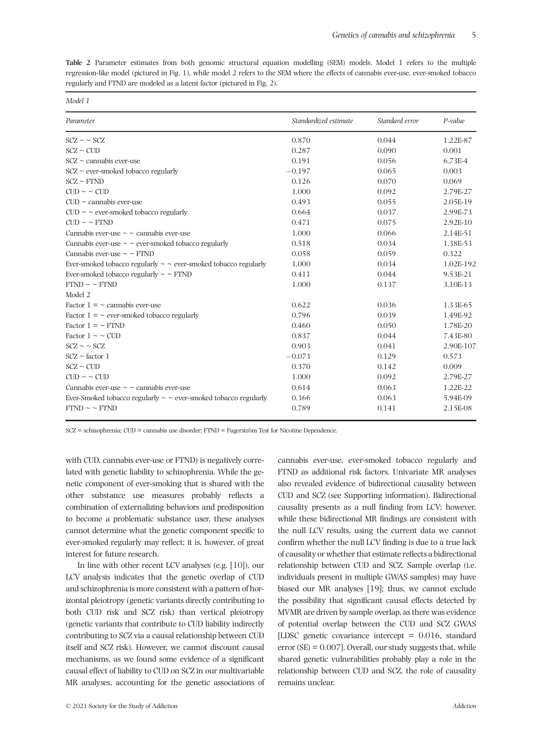**Table 2** Parameter estimates from both genomic structural equation modelling (SEM) models. Model 1 refers to the multiple regression-like model (pictured in Fig. 1), while model 2 refers to the SEM where the effects of cannabis ever-use, ever-smoked tobacco regularly and FTND are modeled as a latent factor (pictured in Fig. 2).

*Model 1*

| *Parameter* | *Standardized estimate* | *Standard error* | *P-value* |
|---|---|---|---|
| SCZ ~ ~ SCZ | 0.870 | 0.044 | 1.22E-87 |
| SCZ ~ CUD | 0.287 | 0.090 | 0.001 |
| SCZ ~ cannabis ever-use | 0.191 | 0.056 | 6.73E-4 |
| SCZ ~ ever-smoked tobacco regularly | −0.197 | 0.065 | 0.003 |
| SCZ ~ FTND | 0.126 | 0.070 | 0.069 |
| CUD ~ ~ CUD | 1.000 | 0.092 | 2.79E-27 |
| CUD ~ cannabis ever-use | 0.493 | 0.055 | 2.05E-19 |
| CUD ~ ~ ever-smoked tobacco regularly | 0.664 | 0.037 | 2.99E-73 |
| CUD ~ ~ FTND | 0.471 | 0.075 | 2.92E-10 |
| Cannabis ever-use ~ ~ cannabis ever-use | 1.000 | 0.066 | 2.14E-51 |
| Cannabis ever-use ~ ~ ever-smoked tobacco regularly | 0.518 | 0.034 | 1.38E-53 |
| Cannabis ever-use ~ ~ FTND | 0.058 | 0.059 | 0.322 |
| Ever-smoked tobacco regularly ~ ~ ever-smoked tobacco regularly | 1.000 | 0.034 | 1.02E-192 |
| Ever-smoked tobacco regularly ~ ~ FTND | 0.411 | 0.044 | 9.53E-21 |
| FTND ~ ~ FTND | 1.000 | 0.137 | 3.10E-13 |
| Model 2 | | | |
| Factor 1 = ~ cannabis ever-use | 0.622 | 0.036 | 1.33E-65 |
| Factor 1 = ~ ever-smoked tobacco regularly | 0.796 | 0.039 | 1.49E-92 |
| Factor 1 = ~ FTND | 0.460 | 0.050 | 1.78E-20 |
| Factor 1 ~ ~ CUD | 0.837 | 0.044 | 7.43E-80 |
| SCZ ~ ~ SCZ | 0.903 | 0.041 | 2.90E-107 |
| SCZ ~ factor 1 | −0.073 | 0.129 | 0.573 |
| SCZ ~ CUD | 0.370 | 0.142 | 0.009 |
| CUD ~ ~ CUD | 1.000 | 0.092 | 2.79E-27 |
| Cannabis ever-use ~ ~ cannabis ever-use | 0.614 | 0.063 | 1.22E-22 |
| Ever-Smoked tobacco regularly ~ ~ ever-smoked tobacco regularly | 0.366 | 0.063 | 5.94E-09 |
| FTND ~ ~ FTND | 0.789 | 0.141 | 2.15E-08 |

SCZ = schizophrenia; CUD = cannabis use disorder; FTND = Fagerström Test for Nicotine Dependence.

with CUD, cannabis ever-use or FTND) is negatively correlated with genetic liability to schizophrenia. While the genetic component of ever-smoking that is shared with the other substance use measures probably reflects a combination of externalizing behaviors and predisposition to become a problematic substance user, these analyses cannot determine what the genetic component specific to ever-smoked regularly may reflect; it is, however, of great interest for future research.

In line with other recent LCV analyses (e.g. [10]), our LCV analysis indicates that the genetic overlap of CUD and schizophrenia is more consistent with a pattern of horizontal pleiotropy (genetic variants directly contributing to both CUD risk and SCZ risk) than vertical pleiotropy (genetic variants that contribute to CUD liability indirectly contributing to SCZ via a causal relationship between CUD itself and SCZ risk). However, we cannot discount causal mechanisms, as we found some evidence of a significant causal effect of liability to CUD on SCZ in our multivariable MR analyses, accounting for the genetic associations of cannabis ever-use, ever-smoked tobacco regularly and FTND as additional risk factors. Univariate MR analyses also revealed evidence of bidirectional causality between CUD and SCZ (see Supporting information). Bidirectional causality presents as a null finding from LCV; however, while these bidirectional MR findings are consistent with the null LCV results, using the current data we cannot confirm whether the null LCV finding is due to a true lack of causality or whether that estimate reflects a bidirectional relationship between CUD and SCZ. Sample overlap (i.e. individuals present in multiple GWAS samples) may have biased our MR analyses [19]; thus, we cannot exclude the possibility that significant causal effects detected by MVMR are driven by sample overlap, as there was evidence of potential overlap between the CUD and SCZ GWAS [LDSC genetic covariance intercept = 0.016, standard error (SE) = 0.007]. Overall, our study suggests that, while shared genetic vulnerabilities probably play a role in the relationship between CUD and SCZ, the role of causality remains unclear.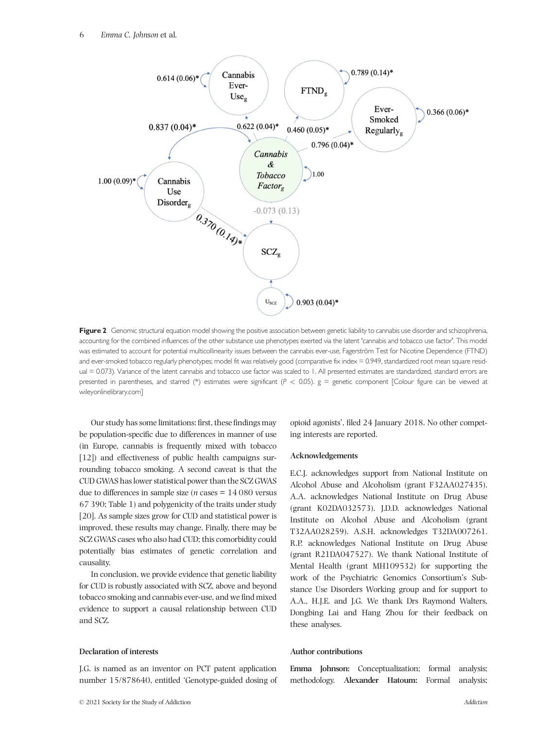**Figure 2** Genomic structural equation model showing the positive association between genetic liability to cannabis use disorder and schizophrenia, accounting for the combined influences of the other substance use phenotypes exerted via the latent 'cannabis and tobacco use factor'. This model was estimated to account for potential multicollinearity issues between the cannabis ever-use, Fagerström Test for Nicotine Dependence (FTND) and ever-smoked tobacco regularly phenotypes; model fit was relatively good (comparative fix index = 0.949, standardized root mean square residual = 0.073). Variance of the latent cannabis and tobacco use factor was scaled to 1. All presented estimates are standardized, standard errors are presented in parentheses, and starred (*) estimates were significant ($P < 0.05$). g = genetic component [Colour figure can be viewed at wileyonlinelibrary.com]

Our study has some limitations: first, these findings may be population-specific due to differences in manner of use (in Europe, cannabis is frequently mixed with tobacco [12]) and effectiveness of public health campaigns surrounding tobacco smoking. A second caveat is that the CUD GWAS has lower statistical power than the SCZ GWAS due to differences in sample size ($n$ cases = 14 080 versus 67 390; Table 1) and polygenicity of the traits under study [20]. As sample sizes grow for CUD and statistical power is improved, these results may change. Finally, there may be SCZ GWAS cases who also had CUD; this comorbidity could potentially bias estimates of genetic correlation and causality.

In conclusion, we provide evidence that genetic liability for CUD is robustly associated with SCZ, above and beyond tobacco smoking and cannabis ever-use, and we find mixed evidence to support a causal relationship between CUD and SCZ.

### Declaration of interests

J.G. is named as an inventor on PCT patent application number 15/878640, entitled 'Genotype-guided dosing of opioid agonists', filed 24 January 2018. No other competing interests are reported.

### Acknowledgements

E.C.J. acknowledges support from National Institute on Alcohol Abuse and Alcoholism (grant F32AA027435). A.A. acknowledges National Institute on Drug Abuse (grant K02DA032573). J.D.D. acknowledges National Institute on Alcohol Abuse and Alcoholism (grant T32AA028259). A.S.H. acknowledges T32DA007261. R.P. acknowledges National Institute on Drug Abuse (grant R21DA047527). We thank National Institute of Mental Health (grant MH109532) for supporting the work of the Psychiatric Genomics Consortium's Substance Use Disorders Working group and for support to A.A., H.J.E. and J.G. We thank Drs Raymond Walters, Dongbing Lai and Hang Zhou for their feedback on these analyses.

### Author contributions

**Emma Johnson:** Conceptualization; formal analysis; methodology. **Alexander Hatoum:** Formal analysis;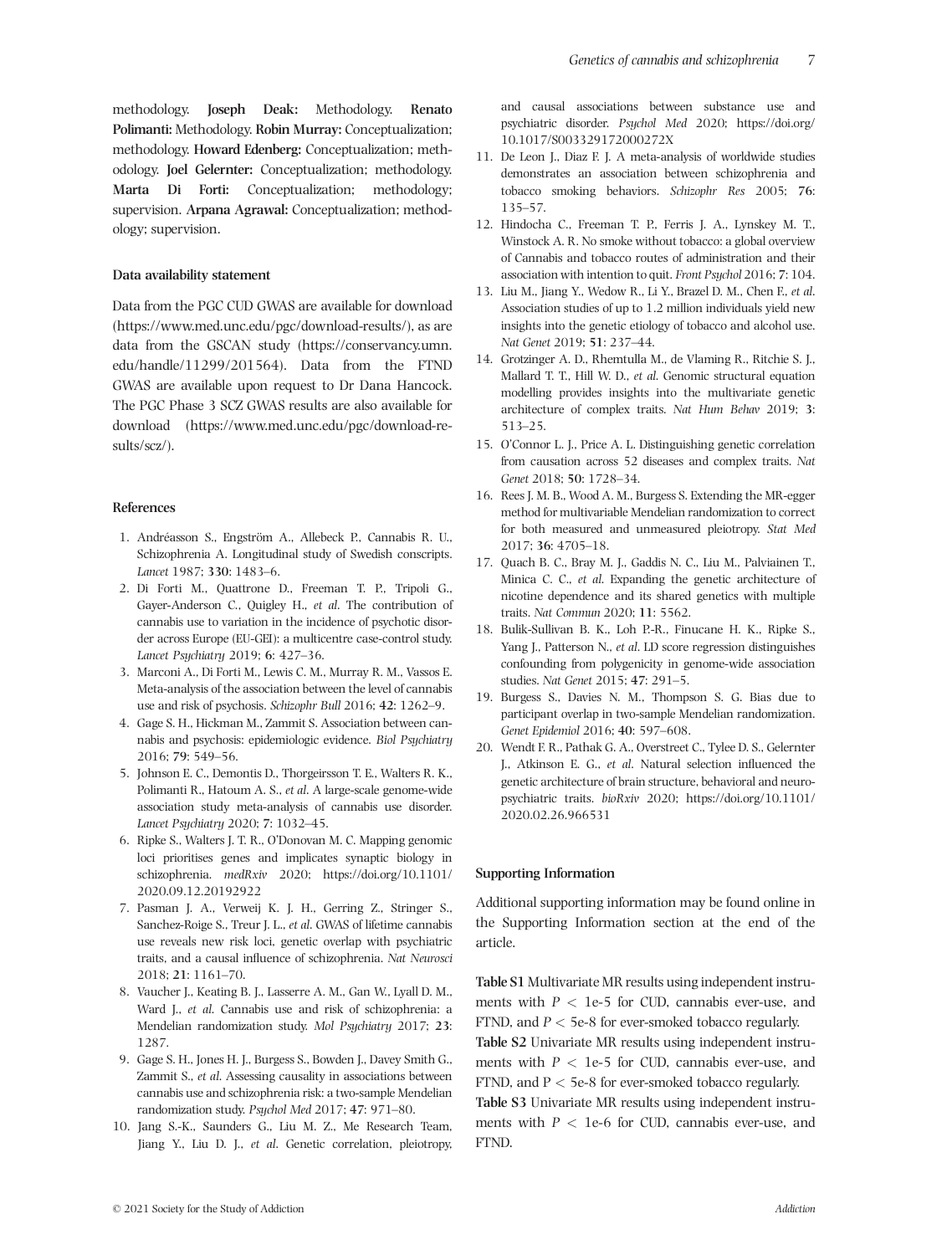methodology. **Joseph Deak:** Methodology. **Renato Polimanti:** Methodology. **Robin Murray:** Conceptualization; methodology. **Howard Edenberg:** Conceptualization; methodology. **Joel Gelernter:** Conceptualization; methodology. **Marta Di Forti:** Conceptualization; methodology; supervision. **Arpana Agrawal:** Conceptualization; methodology; supervision.

### Data availability statement

Data from the PGC CUD GWAS are available for download (https://www.med.unc.edu/pgc/download-results/), as are data from the GSCAN study (https://conservancy.umn.edu/handle/11299/201564). Data from the FTND GWAS are available upon request to Dr Dana Hancock. The PGC Phase 3 SCZ GWAS results are also available for download (https://www.med.unc.edu/pgc/download-results/scz/).

### References

1. Andréasson S., Engström A., Allebeck P., Cannabis R. U., Schizophrenia A. Longitudinal study of Swedish conscripts. *Lancet* 1987; **330**: 1483–6.
2. Di Forti M., Quattrone D., Freeman T. P., Tripoli G., Gayer-Anderson C., Quigley H., *et al.* The contribution of cannabis use to variation in the incidence of psychotic disorder across Europe (EU-GEI): a multicentre case-control study. *Lancet Psychiatry* 2019; **6**: 427–36.
3. Marconi A., Di Forti M., Lewis C. M., Murray R. M., Vassos E. Meta-analysis of the association between the level of cannabis use and risk of psychosis. *Schizophr Bull* 2016; **42**: 1262–9.
4. Gage S. H., Hickman M., Zammit S. Association between cannabis and psychosis: epidemiologic evidence. *Biol Psychiatry* 2016; **79**: 549–56.
5. Johnson E. C., Demontis D., Thorgeirsson T. E., Walters R. K., Polimanti R., Hatoum A. S., *et al.* A large-scale genome-wide association study meta-analysis of cannabis use disorder. *Lancet Psychiatry* 2020; **7**: 1032–45.
6. Ripke S., Walters J. T. R., O'Donovan M. C. Mapping genomic loci prioritises genes and implicates synaptic biology in schizophrenia. *medRxiv* 2020; https://doi.org/10.1101/2020.09.12.20192922
7. Pasman J. A., Verweij K. J. H., Gerring Z., Stringer S., Sanchez-Roige S., Treur J. L., *et al.* GWAS of lifetime cannabis use reveals new risk loci, genetic overlap with psychiatric traits, and a causal influence of schizophrenia. *Nat Neurosci* 2018; **21**: 1161–70.
8. Vaucher J., Keating B. J., Lasserre A. M., Gan W., Lyall D. M., Ward J., *et al.* Cannabis use and risk of schizophrenia: a Mendelian randomization study. *Mol Psychiatry* 2017; **23**: 1287.
9. Gage S. H., Jones H. J., Burgess S., Bowden J., Davey Smith G., Zammit S., *et al.* Assessing causality in associations between cannabis use and schizophrenia risk: a two-sample Mendelian randomization study. *Psychol Med* 2017; **47**: 971–80.
10. Jang S.-K., Saunders G., Liu M. Z., Me Research Team, Jiang Y., Liu D. J., *et al.* Genetic correlation, pleiotropy, and causal associations between substance use and psychiatric disorder. *Psychol Med* 2020; https://doi.org/10.1017/S003329172000272X
11. De Leon J., Diaz F. J. A meta-analysis of worldwide studies demonstrates an association between schizophrenia and tobacco smoking behaviors. *Schizophr Res* 2005; **76**: 135–57.
12. Hindocha C., Freeman T. P., Ferris J. A., Lynskey M. T., Winstock A. R. No smoke without tobacco: a global overview of Cannabis and tobacco routes of administration and their association with intention to quit. *Front Psychol* 2016; **7**: 104.
13. Liu M., Jiang Y., Wedow R., Li Y., Brazel D. M., Chen F., *et al.* Association studies of up to 1.2 million individuals yield new insights into the genetic etiology of tobacco and alcohol use. *Nat Genet* 2019; **51**: 237–44.
14. Grotzinger A. D., Rhemtulla M., de Vlaming R., Ritchie S. J., Mallard T. T., Hill W. D., *et al.* Genomic structural equation modelling provides insights into the multivariate genetic architecture of complex traits. *Nat Hum Behav* 2019; **3**: 513–25.
15. O'Connor L. J., Price A. L. Distinguishing genetic correlation from causation across 52 diseases and complex traits. *Nat Genet* 2018; **50**: 1728–34.
16. Rees J. M. B., Wood A. M., Burgess S. Extending the MR-egger method for multivariable Mendelian randomization to correct for both measured and unmeasured pleiotropy. *Stat Med* 2017; **36**: 4705–18.
17. Quach B. C., Bray M. J., Gaddis N. C., Liu M., Palviainen T., Minica C. C., *et al.* Expanding the genetic architecture of nicotine dependence and its shared genetics with multiple traits. *Nat Commun* 2020; **11**: 5562.
18. Bulik-Sullivan B. K., Loh P.-R., Finucane H. K., Ripke S., Yang J., Patterson N., *et al.* LD score regression distinguishes confounding from polygenicity in genome-wide association studies. *Nat Genet* 2015; **47**: 291–5.
19. Burgess S., Davies N. M., Thompson S. G. Bias due to participant overlap in two-sample Mendelian randomization. *Genet Epidemiol* 2016; **40**: 597–608.
20. Wendt F. R., Pathak G. A., Overstreet C., Tylee D. S., Gelernter J., Atkinson E. G., *et al.* Natural selection influenced the genetic architecture of brain structure, behavioral and neuropsychiatric traits. *bioRxiv* 2020; https://doi.org/10.1101/2020.02.26.966531

### Supporting Information

Additional supporting information may be found online in the Supporting Information section at the end of the article.

**Table S1** Multivariate MR results using independent instruments with $P < 1e\text{-}5$ for CUD, cannabis ever-use, and FTND, and $P < 5e\text{-}8$ for ever-smoked tobacco regularly.

**Table S2** Univariate MR results using independent instruments with $P < 1e\text{-}5$ for CUD, cannabis ever-use, and FTND, and $P < 5e\text{-}8$ for ever-smoked tobacco regularly.

**Table S3** Univariate MR results using independent instruments with $P < 1e\text{-}6$ for CUD, cannabis ever-use, and FTND.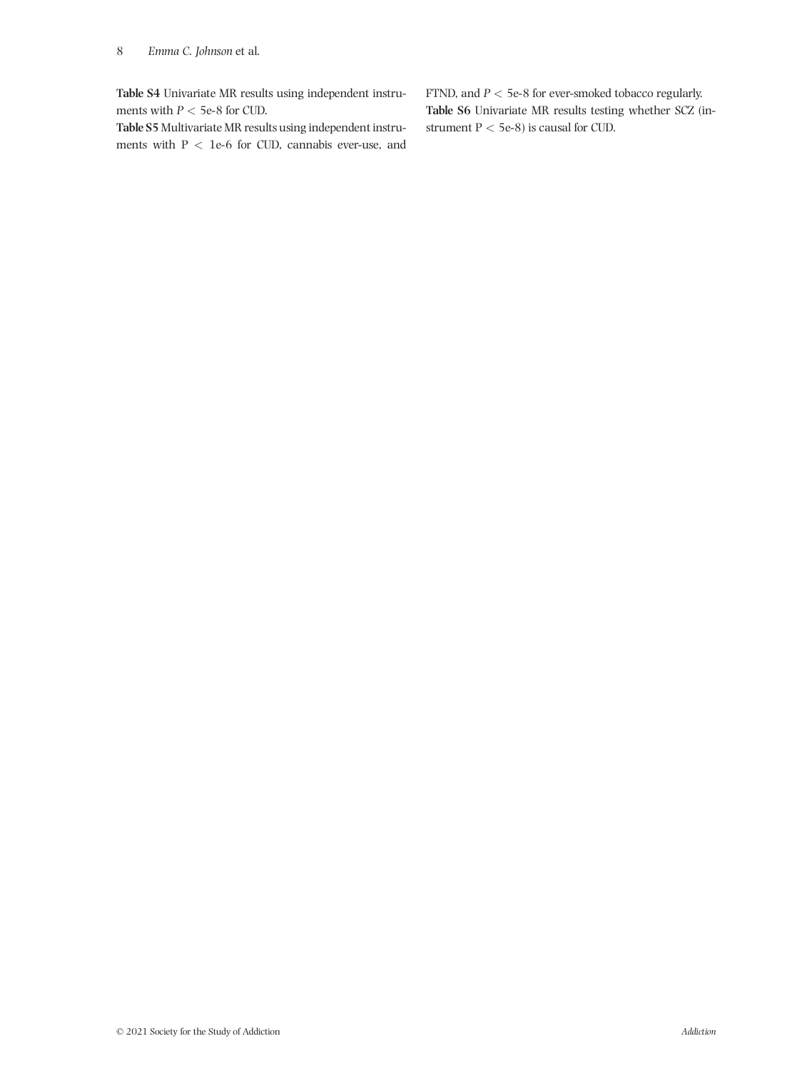**Table S4** Univariate MR results using independent instruments with $P < 5e\text{-}8$ for CUD.

**Table S5** Multivariate MR results using independent instruments with $P < 1e\text{-}6$ for CUD, cannabis ever-use, and FTND, and $P < 5e\text{-}8$ for ever-smoked tobacco regularly.

**Table S6** Univariate MR results testing whether SCZ (instrument $P < 5e\text{-}8$) is causal for CUD.